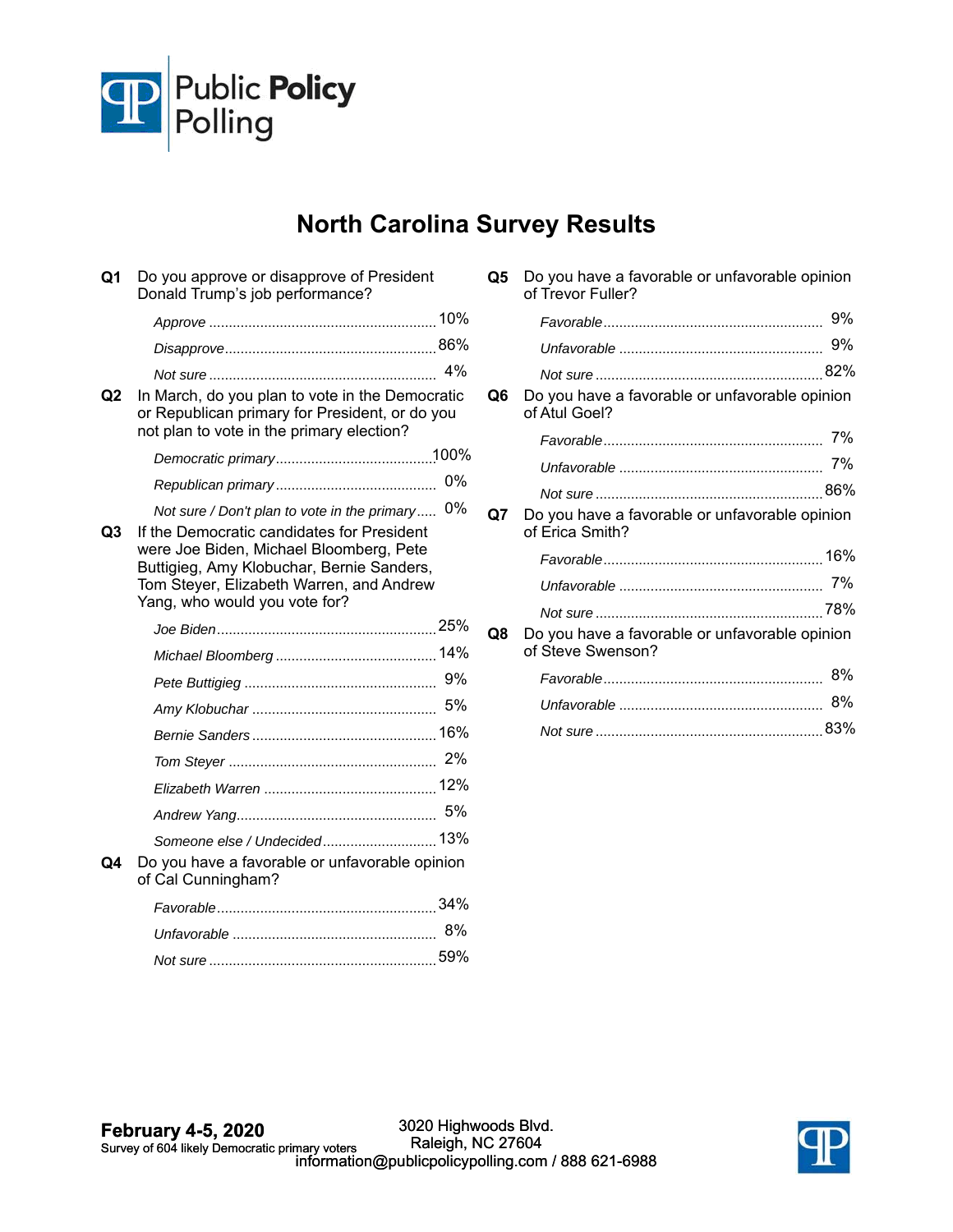Public Policy Polling

# North Carolina Survey Results

**Q1** Do you approve or disapprove of President Donald Trump's job performance?

| | |
|---|---|
| *Approve* | 10% |
| *Disapprove* | 86% |
| *Not sure* | 4% |

**Q2** In March, do you plan to vote in the Democratic or Republican primary for President, or do you not plan to vote in the primary election?

| | |
|---|---|
| *Democratic primary* | 100% |
| *Republican primary* | 0% |
| *Not sure / Don't plan to vote in the primary* | 0% |

**Q3** If the Democratic candidates for President were Joe Biden, Michael Bloomberg, Pete Buttigieg, Amy Klobuchar, Bernie Sanders, Tom Steyer, Elizabeth Warren, and Andrew Yang, who would you vote for?

| | |
|---|---|
| *Joe Biden* | 25% |
| *Michael Bloomberg* | 14% |
| *Pete Buttigieg* | 9% |
| *Amy Klobuchar* | 5% |
| *Bernie Sanders* | 16% |
| *Tom Steyer* | 2% |
| *Elizabeth Warren* | 12% |
| *Andrew Yang* | 5% |
| *Someone else / Undecided* | 13% |

**Q4** Do you have a favorable or unfavorable opinion of Cal Cunningham?

| | |
|---|---|
| *Favorable* | 34% |
| *Unfavorable* | 8% |
| *Not sure* | 59% |

**Q5** Do you have a favorable or unfavorable opinion of Trevor Fuller?

| | |
|---|---|
| *Favorable* | 9% |
| *Unfavorable* | 9% |
| *Not sure* | 82% |

**Q6** Do you have a favorable or unfavorable opinion of Atul Goel?

| | |
|---|---|
| *Favorable* | 7% |
| *Unfavorable* | 7% |
| *Not sure* | 86% |

**Q7** Do you have a favorable or unfavorable opinion of Erica Smith?

| | |
|---|---|
| *Favorable* | 16% |
| *Unfavorable* | 7% |
| *Not sure* | 78% |

**Q8** Do you have a favorable or unfavorable opinion of Steve Swenson?

| | |
|---|---|
| *Favorable* | 8% |
| *Unfavorable* | 8% |
| *Not sure* | 83% |

**February 4-5, 2020**
Survey of 604 likely Democratic primary voters

3020 Highwoods Blvd.
Raleigh, NC 27604
information@publicpolicypolling.com / 888 621-6988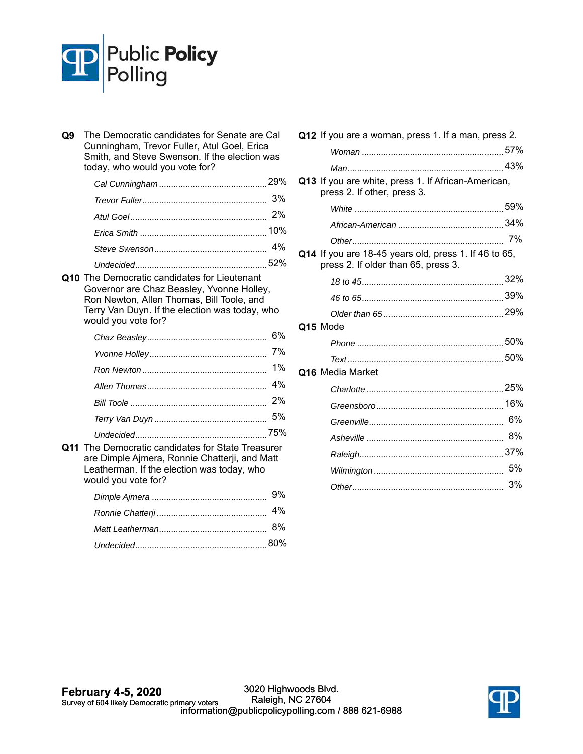**Q9** The Democratic candidates for Senate are Cal Cunningham, Trevor Fuller, Atul Goel, Erica Smith, and Steve Swenson. If the election was today, who would you vote for?

| | |
|---|---|
| *Cal Cunningham* | 29% |
| *Trevor Fuller* | 3% |
| *Atul Goel* | 2% |
| *Erica Smith* | 10% |
| *Steve Swenson* | 4% |
| *Undecided* | 52% |

**Q10** The Democratic candidates for Lieutenant Governor are Chaz Beasley, Yvonne Holley, Ron Newton, Allen Thomas, Bill Toole, and Terry Van Duyn. If the election was today, who would you vote for?

| | |
|---|---|
| *Chaz Beasley* | 6% |
| *Yvonne Holley* | 7% |
| *Ron Newton* | 1% |
| *Allen Thomas* | 4% |
| *Bill Toole* | 2% |
| *Terry Van Duyn* | 5% |
| *Undecided* | 75% |

**Q11** The Democratic candidates for State Treasurer are Dimple Ajmera, Ronnie Chatterji, and Matt Leatherman. If the election was today, who would you vote for?

| | |
|---|---|
| *Dimple Ajmera* | 9% |
| *Ronnie Chatterji* | 4% |
| *Matt Leatherman* | 8% |
| *Undecided* | 80% |

**Q12** If you are a woman, press 1. If a man, press 2.

| | |
|---|---|
| *Woman* | 57% |
| *Man* | 43% |

**Q13** If you are white, press 1. If African-American, press 2. If other, press 3.

| | |
|---|---|
| *White* | 59% |
| *African-American* | 34% |
| *Other* | 7% |

**Q14** If you are 18-45 years old, press 1. If 46 to 65, press 2. If older than 65, press 3.

| | |
|---|---|
| *18 to 45* | 32% |
| *46 to 65* | 39% |
| *Older than 65* | 29% |

**Q15** Mode

| | |
|---|---|
| *Phone* | 50% |
| *Text* | 50% |

**Q16** Media Market

| | |
|---|---|
| *Charlotte* | 25% |
| *Greensboro* | 16% |
| *Greenville* | 6% |
| *Asheville* | 8% |
| *Raleigh* | 37% |
| *Wilmington* | 5% |
| *Other* | 3% |

**February 4-5, 2020**
Survey of 604 likely Democratic primary voters

3020 Highwoods Blvd.
Raleigh, NC 27604
information@publicpolicypolling.com / 888 621-6988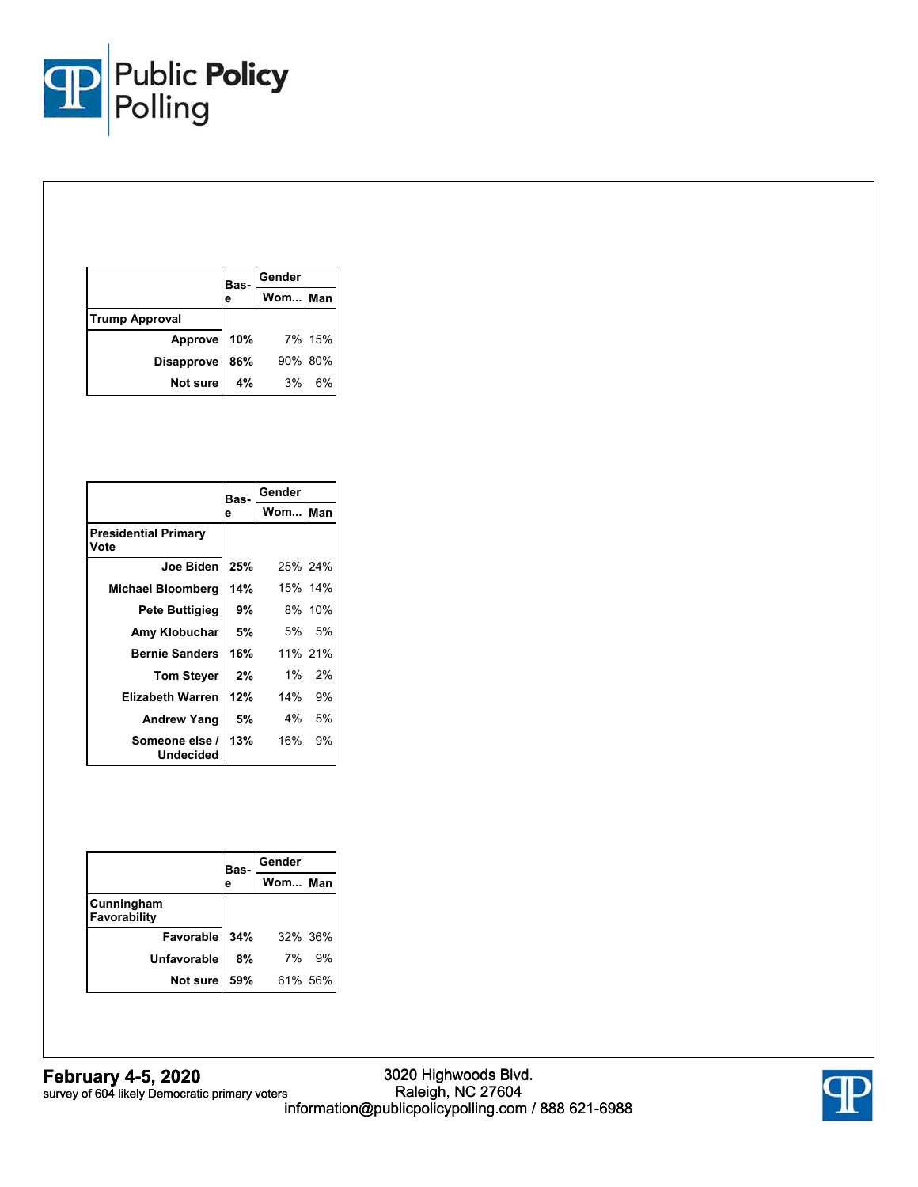| | Base | Gender | |
|---|---|---|---|
| | | Wom... | Man |
| **Trump Approval** | | | |
| Approve | 10% | 7% | 15% |
| Disapprove | 86% | 90% | 80% |
| Not sure | 4% | 3% | 6% |

| | Base | Gender | |
|---|---|---|---|
| | | Wom... | Man |
| **Presidential Primary Vote** | | | |
| Joe Biden | 25% | 25% | 24% |
| Michael Bloomberg | 14% | 15% | 14% |
| Pete Buttigieg | 9% | 8% | 10% |
| Amy Klobuchar | 5% | 5% | 5% |
| Bernie Sanders | 16% | 11% | 21% |
| Tom Steyer | 2% | 1% | 2% |
| Elizabeth Warren | 12% | 14% | 9% |
| Andrew Yang | 5% | 4% | 5% |
| Someone else / Undecided | 13% | 16% | 9% |

| | Base | Gender | |
|---|---|---|---|
| | | Wom... | Man |
| **Cunningham Favorability** | | | |
| Favorable | 34% | 32% | 36% |
| Unfavorable | 8% | 7% | 9% |
| Not sure | 59% | 61% | 56% |

**February 4-5, 2020**
survey of 604 likely Democratic primary voters

3020 Highwoods Blvd.
Raleigh, NC 27604
information@publicpolicypolling.com / 888 621-6988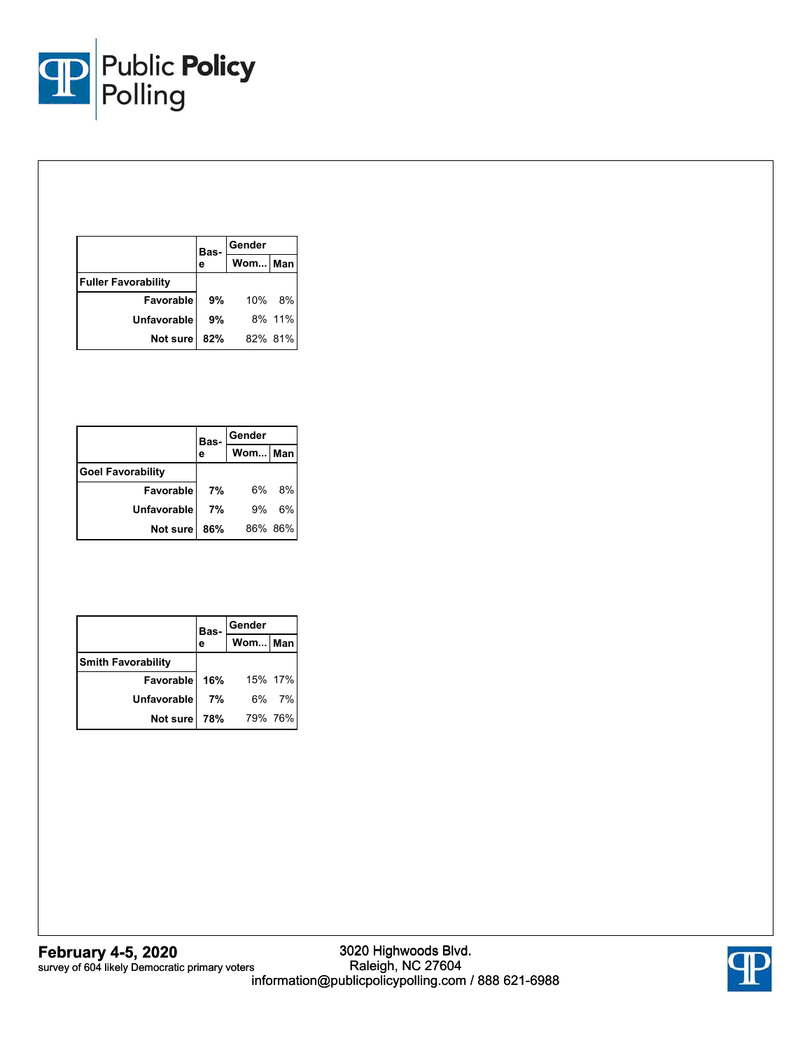| | Base | Gender | |
|---|---|---|---|
| | | Wom... | Man |
| **Fuller Favorability** | | | |
| Favorable | 9% | 10% | 8% |
| Unfavorable | 9% | 8% | 11% |
| Not sure | 82% | 82% | 81% |

| | Base | Gender | |
|---|---|---|---|
| | | Wom... | Man |
| **Goel Favorability** | | | |
| Favorable | 7% | 6% | 8% |
| Unfavorable | 7% | 9% | 6% |
| Not sure | 86% | 86% | 86% |

| | Base | Gender | |
|---|---|---|---|
| | | Wom... | Man |
| **Smith Favorability** | | | |
| Favorable | 16% | 15% | 17% |
| Unfavorable | 7% | 6% | 7% |
| Not sure | 78% | 79% | 76% |

**February 4-5, 2020**
survey of 604 likely Democratic primary voters

3020 Highwoods Blvd.
Raleigh, NC 27604
information@publicpolicypolling.com / 888 621-6988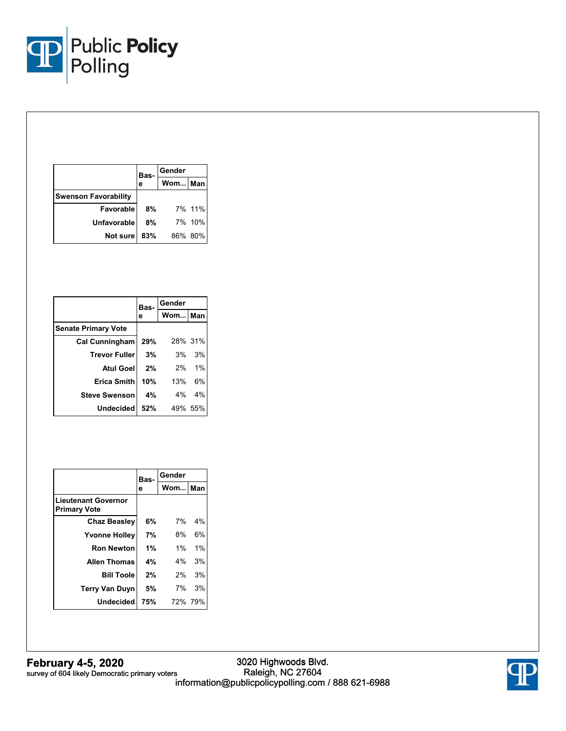| | Base | Gender | |
|---|---|---|---|
| | | Wom... | Man |
| **Swenson Favorability** | | | |
| Favorable | 8% | 7% | 11% |
| Unfavorable | 8% | 7% | 10% |
| Not sure | 83% | 86% | 80% |

| | Base | Gender | |
|---|---|---|---|
| | | Wom... | Man |
| **Senate Primary Vote** | | | |
| Cal Cunningham | 29% | 28% | 31% |
| Trevor Fuller | 3% | 3% | 3% |
| Atul Goel | 2% | 2% | 1% |
| Erica Smith | 10% | 13% | 6% |
| Steve Swenson | 4% | 4% | 4% |
| Undecided | 52% | 49% | 55% |

| | Base | Gender | |
|---|---|---|---|
| | | Wom... | Man |
| **Lieutenant Governor Primary Vote** | | | |
| Chaz Beasley | 6% | 7% | 4% |
| Yvonne Holley | 7% | 8% | 6% |
| Ron Newton | 1% | 1% | 1% |
| Allen Thomas | 4% | 4% | 3% |
| Bill Toole | 2% | 2% | 3% |
| Terry Van Duyn | 5% | 7% | 3% |
| Undecided | 75% | 72% | 79% |

**February 4-5, 2020**
survey of 604 likely Democratic primary voters

3020 Highwoods Blvd.
Raleigh, NC 27604
information@publicpolicypolling.com / 888 621-6988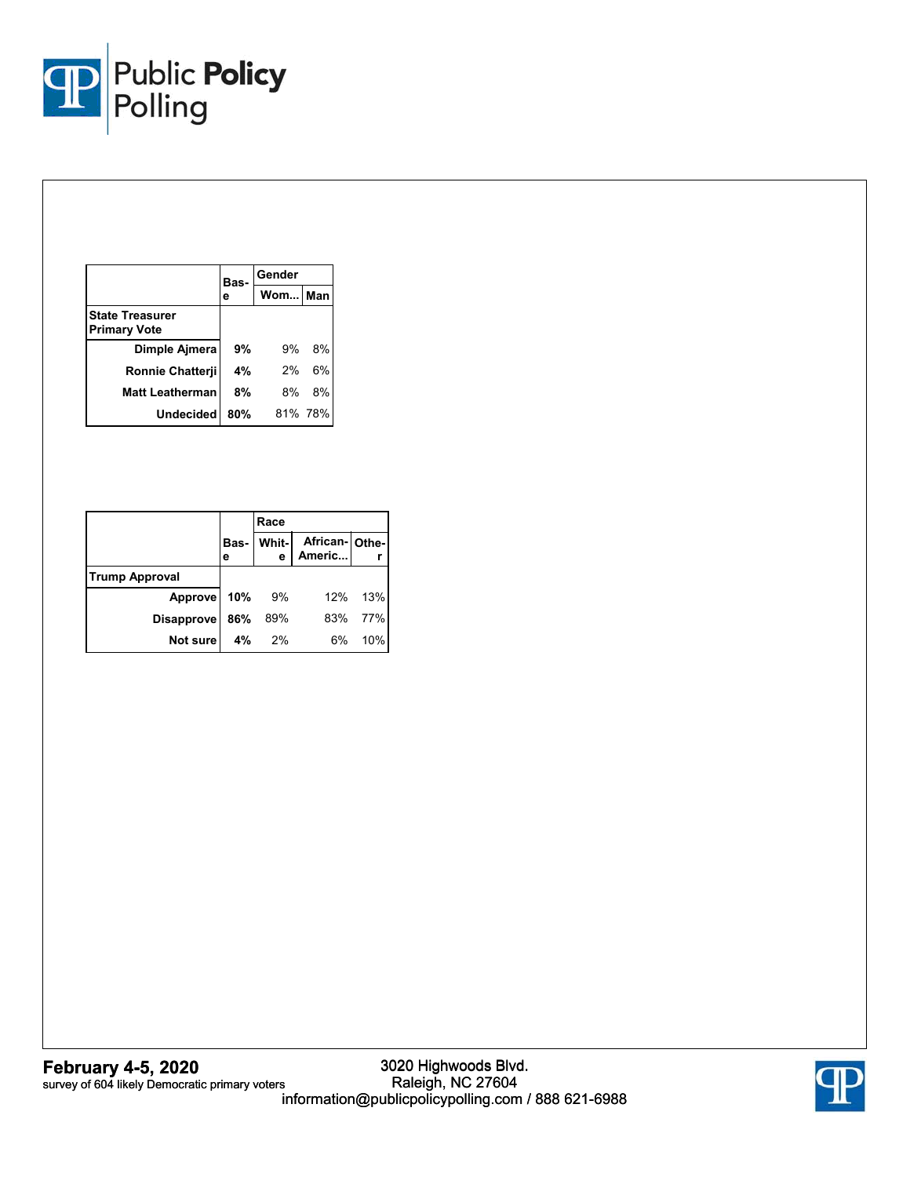| | Base | Gender | |
|---|---|---|---|
| | | Wom... | Man |
| **State Treasurer Primary Vote** | | | |
| Dimple Ajmera | **9%** | 9% | 8% |
| Ronnie Chatterji | **4%** | 2% | 6% |
| Matt Leatherman | **8%** | 8% | 8% |
| Undecided | **80%** | 81% | 78% |

| | Base | Race | | |
|---|---|---|---|---|
| | | White | African-Americ... | Other |
| **Trump Approval** | | | | |
| Approve | **10%** | 9% | 12% | 13% |
| Disapprove | **86%** | 89% | 83% | 77% |
| Not sure | **4%** | 2% | 6% | 10% |

**February 4-5, 2020**
survey of 604 likely Democratic primary voters

3020 Highwoods Blvd.
Raleigh, NC 27604
information@publicpolicypolling.com / 888 621-6988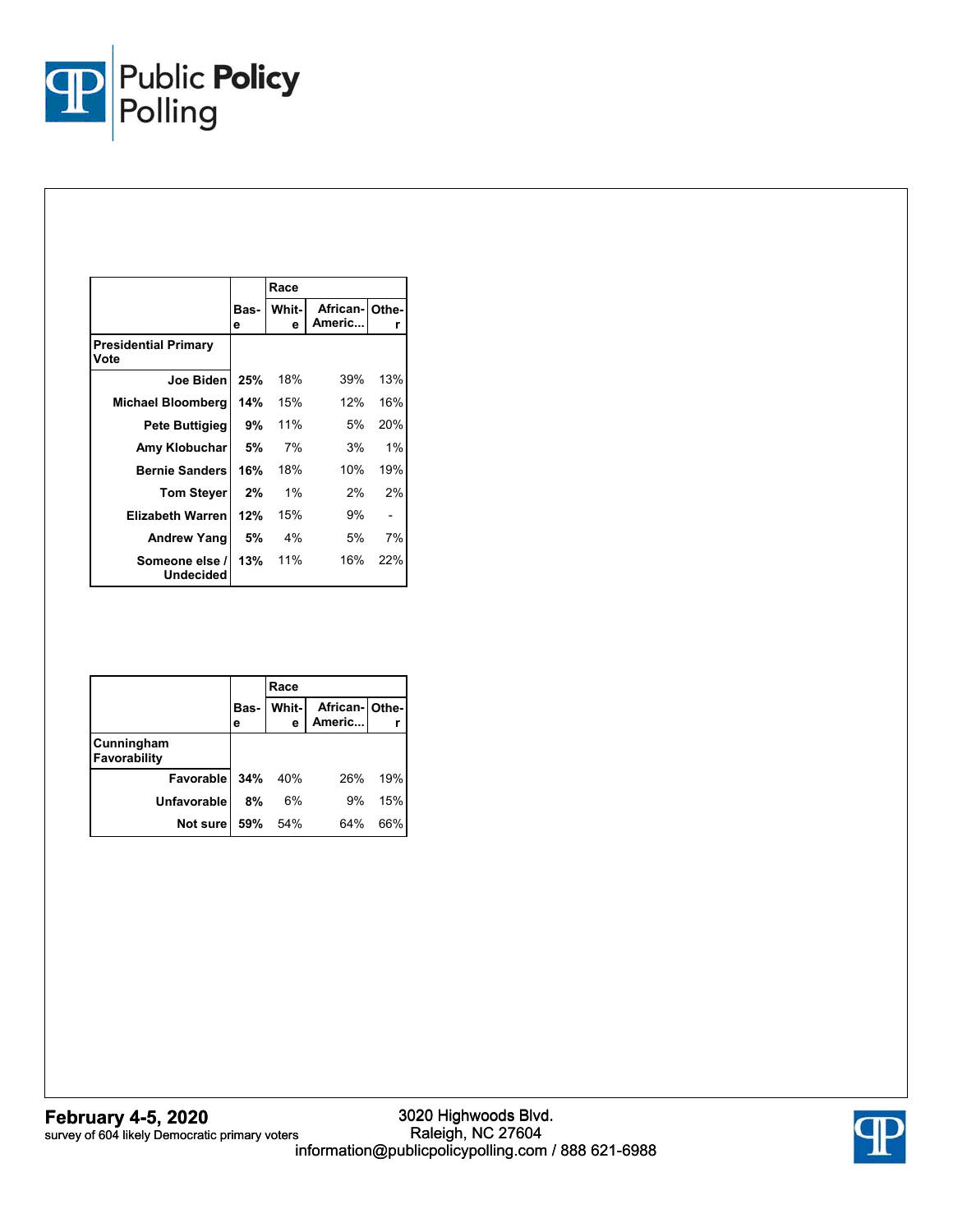|  | Base | Race | | |
|---|---|---|---|---|
|  |  | White | African-Americ... | Other |
| **Presidential Primary Vote** |  |  |  |  |
| Joe Biden | **25%** | 18% | 39% | 13% |
| Michael Bloomberg | **14%** | 15% | 12% | 16% |
| Pete Buttigieg | **9%** | 11% | 5% | 20% |
| Amy Klobuchar | **5%** | 7% | 3% | 1% |
| Bernie Sanders | **16%** | 18% | 10% | 19% |
| Tom Steyer | **2%** | 1% | 2% | 2% |
| Elizabeth Warren | **12%** | 15% | 9% | - |
| Andrew Yang | **5%** | 4% | 5% | 7% |
| Someone else / Undecided | **13%** | 11% | 16% | 22% |

|  | Base | Race | | |
|---|---|---|---|---|
|  |  | White | African-Americ... | Other |
| **Cunningham Favorability** |  |  |  |  |
| Favorable | **34%** | 40% | 26% | 19% |
| Unfavorable | **8%** | 6% | 9% | 15% |
| Not sure | **59%** | 54% | 64% | 66% |

**February 4-5, 2020**
survey of 604 likely Democratic primary voters

3020 Highwoods Blvd.
Raleigh, NC 27604
information@publicpolicypolling.com / 888 621-6988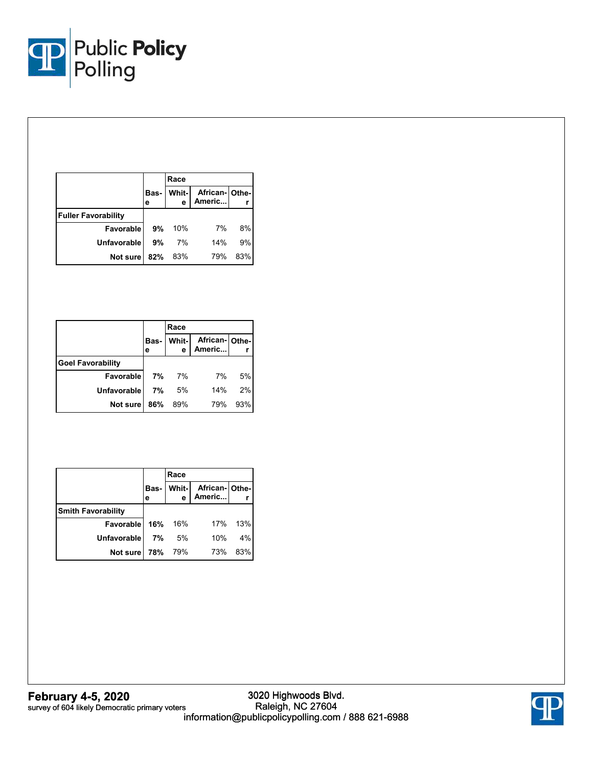| | Base | Race | | |
|---|---|---|---|---|
| | | White | African-Americ... | Other |
| **Fuller Favorability** | | | | |
| Favorable | **9%** | 10% | 7% | 8% |
| Unfavorable | **9%** | 7% | 14% | 9% |
| Not sure | **82%** | 83% | 79% | 83% |

| | Base | Race | | |
|---|---|---|---|---|
| | | White | African-Americ... | Other |
| **Goel Favorability** | | | | |
| Favorable | **7%** | 7% | 7% | 5% |
| Unfavorable | **7%** | 5% | 14% | 2% |
| Not sure | **86%** | 89% | 79% | 93% |

| | Base | Race | | |
|---|---|---|---|---|
| | | White | African-Americ... | Other |
| **Smith Favorability** | | | | |
| Favorable | **16%** | 16% | 17% | 13% |
| Unfavorable | **7%** | 5% | 10% | 4% |
| Not sure | **78%** | 79% | 73% | 83% |

**February 4-5, 2020**
survey of 604 likely Democratic primary voters

3020 Highwoods Blvd.
Raleigh, NC 27604
information@publicpolicypolling.com / 888 621-6988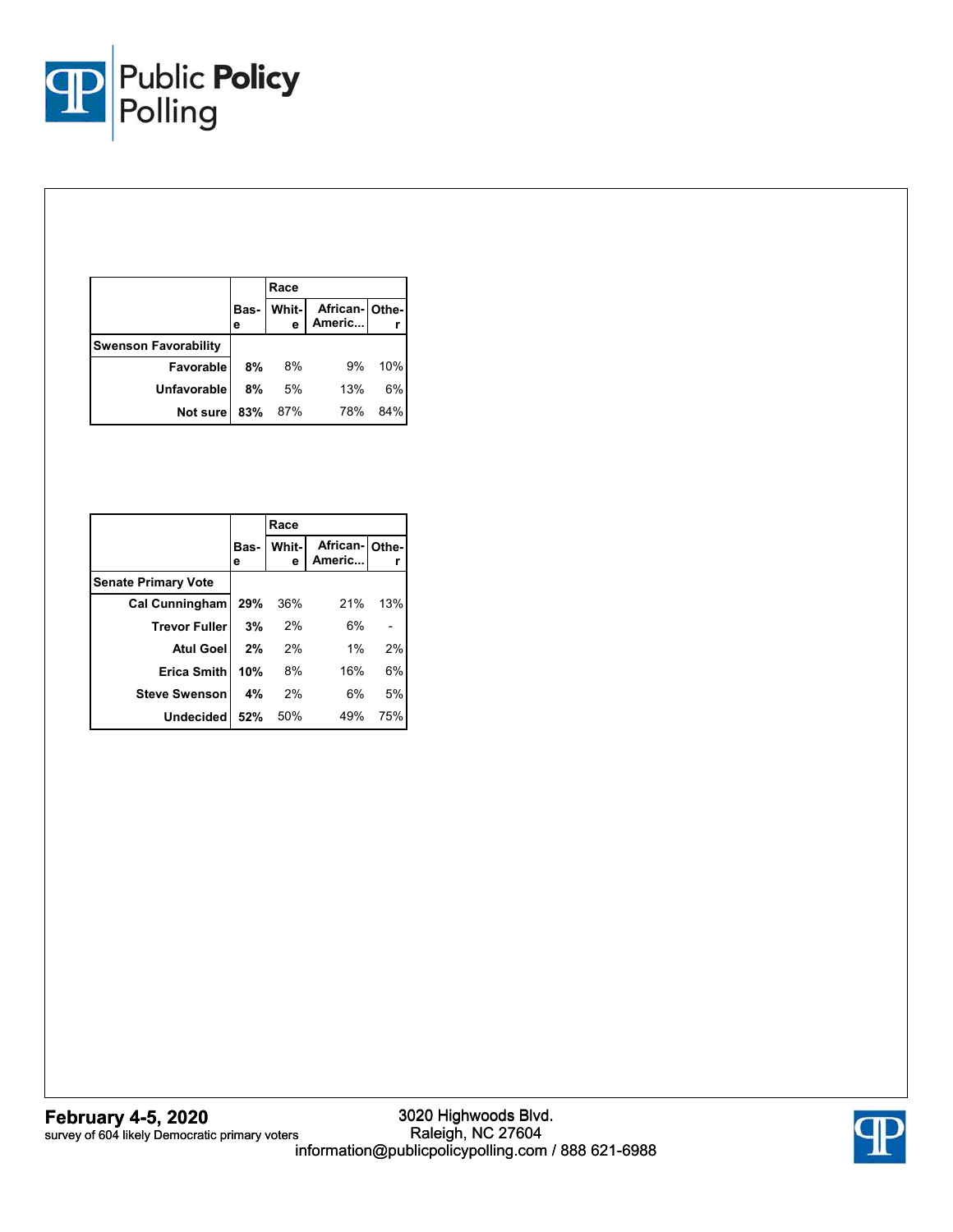| | Base | Race | | |
|---|---|---|---|---|
| | | White | African-Americ... | Other |
| **Swenson Favorability** | | | | |
| Favorable | 8% | 8% | 9% | 10% |
| Unfavorable | 8% | 5% | 13% | 6% |
| Not sure | 83% | 87% | 78% | 84% |

| | Base | Race | | |
|---|---|---|---|---|
| | | White | African-Americ... | Other |
| **Senate Primary Vote** | | | | |
| Cal Cunningham | 29% | 36% | 21% | 13% |
| Trevor Fuller | 3% | 2% | 6% | - |
| Atul Goel | 2% | 2% | 1% | 2% |
| Erica Smith | 10% | 8% | 16% | 6% |
| Steve Swenson | 4% | 2% | 6% | 5% |
| Undecided | 52% | 50% | 49% | 75% |

**February 4-5, 2020**
survey of 604 likely Democratic primary voters

3020 Highwoods Blvd.
Raleigh, NC 27604
information@publicpolicypolling.com / 888 621-6988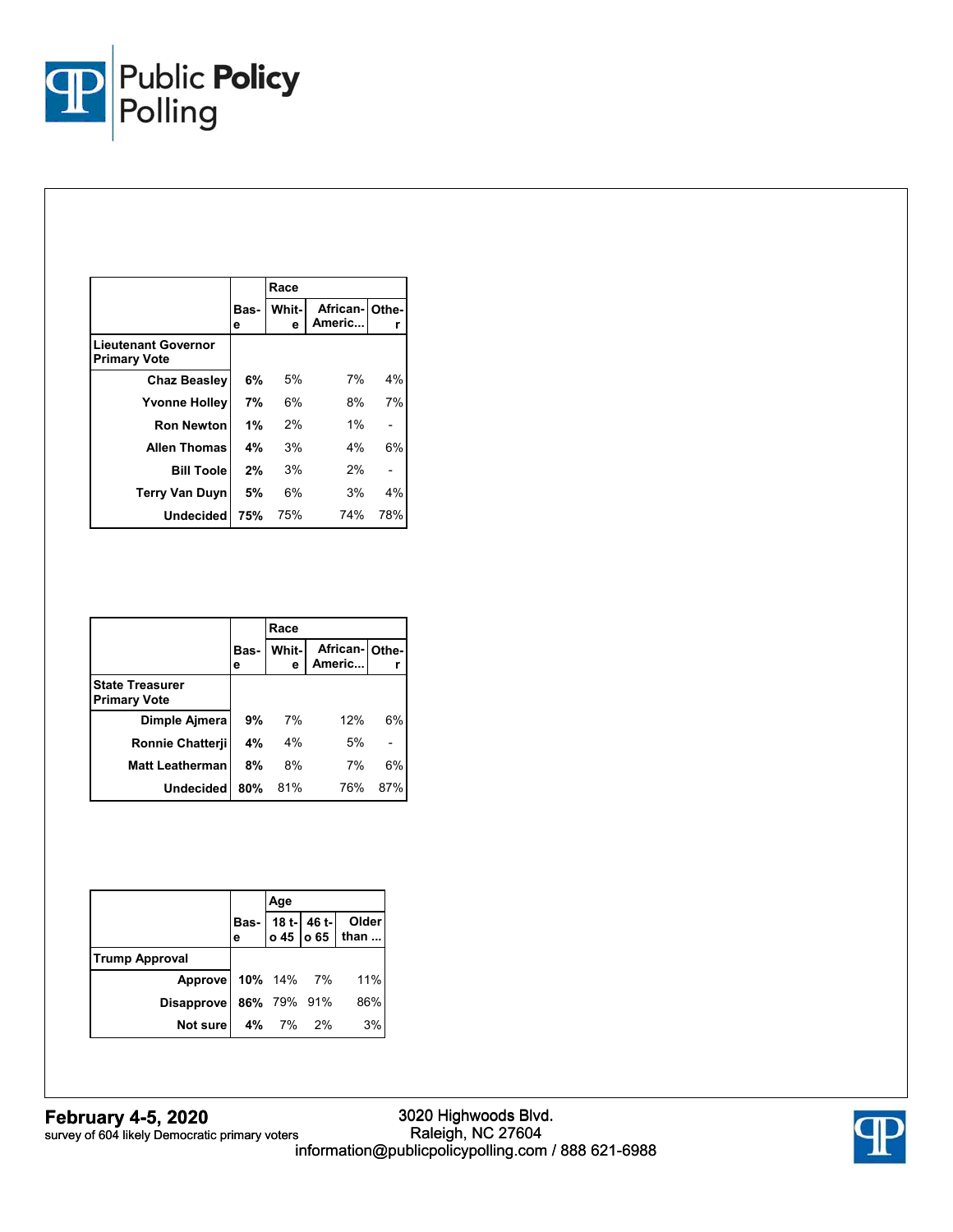| | Base | Race | | |
|---|---|---|---|---|
| | | White | African-Americ... | Other |
| **Lieutenant Governor Primary Vote** | | | | |
| Chaz Beasley | **6%** | 5% | 7% | 4% |
| Yvonne Holley | **7%** | 6% | 8% | 7% |
| Ron Newton | **1%** | 2% | 1% | - |
| Allen Thomas | **4%** | 3% | 4% | 6% |
| Bill Toole | **2%** | 3% | 2% | - |
| Terry Van Duyn | **5%** | 6% | 3% | 4% |
| Undecided | **75%** | 75% | 74% | 78% |

| | Base | Race | | |
|---|---|---|---|---|
| | | White | African-Americ... | Other |
| **State Treasurer Primary Vote** | | | | |
| Dimple Ajmera | **9%** | 7% | 12% | 6% |
| Ronnie Chatterji | **4%** | 4% | 5% | - |
| Matt Leatherman | **8%** | 8% | 7% | 6% |
| Undecided | **80%** | 81% | 76% | 87% |

| | Base | Age | | |
|---|---|---|---|---|
| | | 18 to 45 | 46 to 65 | Older than ... |
| **Trump Approval** | | | | |
| Approve | **10%** | 14% | 7% | 11% |
| Disapprove | **86%** | 79% | 91% | 86% |
| Not sure | **4%** | 7% | 2% | 3% |

**February 4-5, 2020**
survey of 604 likely Democratic primary voters

3020 Highwoods Blvd.
Raleigh, NC 27604
information@publicpolicypolling.com / 888 621-6988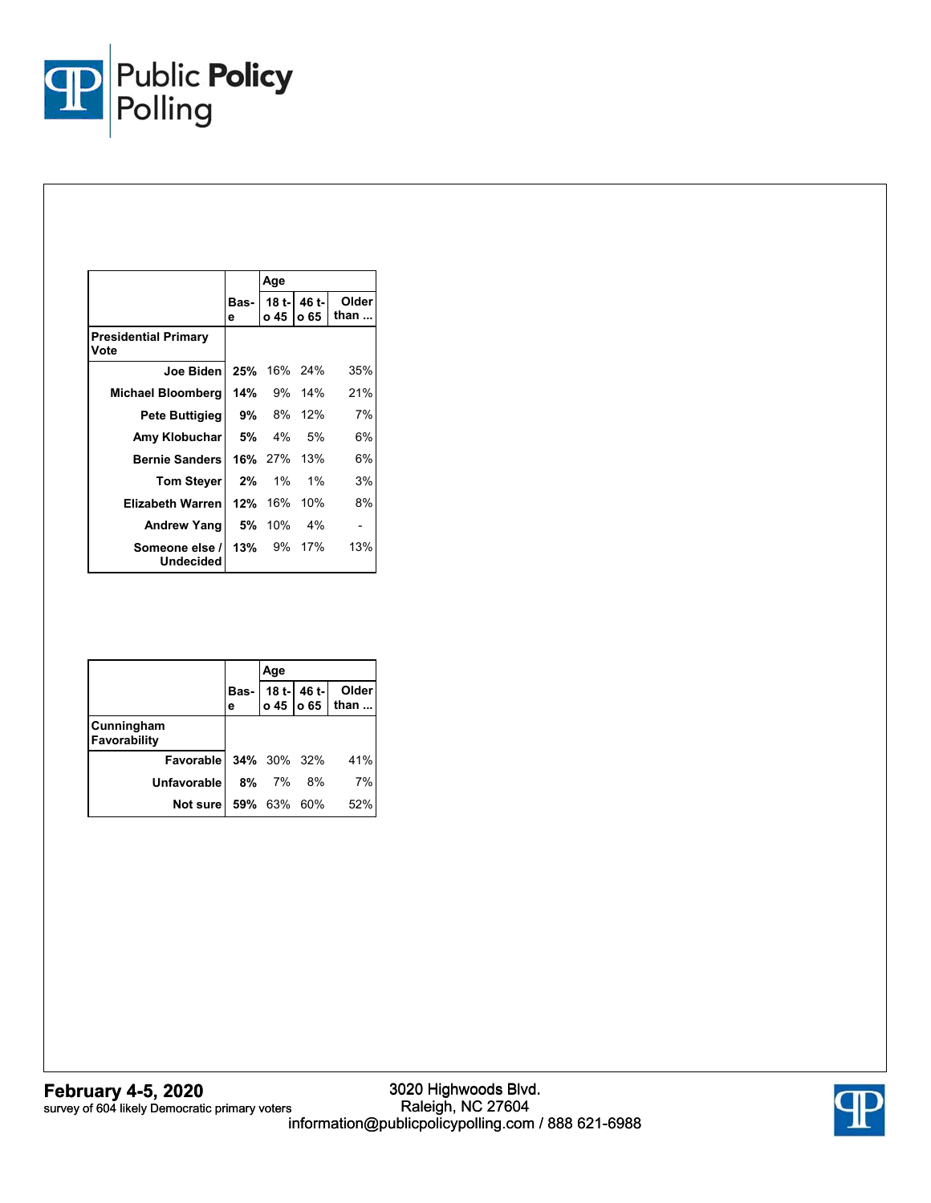| | Base | Age | | |
|---|---|---|---|---|
| | | 18 to 45 | 46 to 65 | Older than ... |
| **Presidential Primary Vote** | | | | |
| Joe Biden | **25%** | 16% | 24% | 35% |
| Michael Bloomberg | **14%** | 9% | 14% | 21% |
| Pete Buttigieg | **9%** | 8% | 12% | 7% |
| Amy Klobuchar | **5%** | 4% | 5% | 6% |
| Bernie Sanders | **16%** | 27% | 13% | 6% |
| Tom Steyer | **2%** | 1% | 1% | 3% |
| Elizabeth Warren | **12%** | 16% | 10% | 8% |
| Andrew Yang | **5%** | 10% | 4% | - |
| Someone else / Undecided | **13%** | 9% | 17% | 13% |

| | Base | Age | | |
|---|---|---|---|---|
| | | 18 to 45 | 46 to 65 | Older than ... |
| **Cunningham Favorability** | | | | |
| Favorable | **34%** | 30% | 32% | 41% |
| Unfavorable | **8%** | 7% | 8% | 7% |
| Not sure | **59%** | 63% | 60% | 52% |

**February 4-5, 2020**
survey of 604 likely Democratic primary voters

3020 Highwoods Blvd.
Raleigh, NC 27604
information@publicpolicypolling.com / 888 621-6988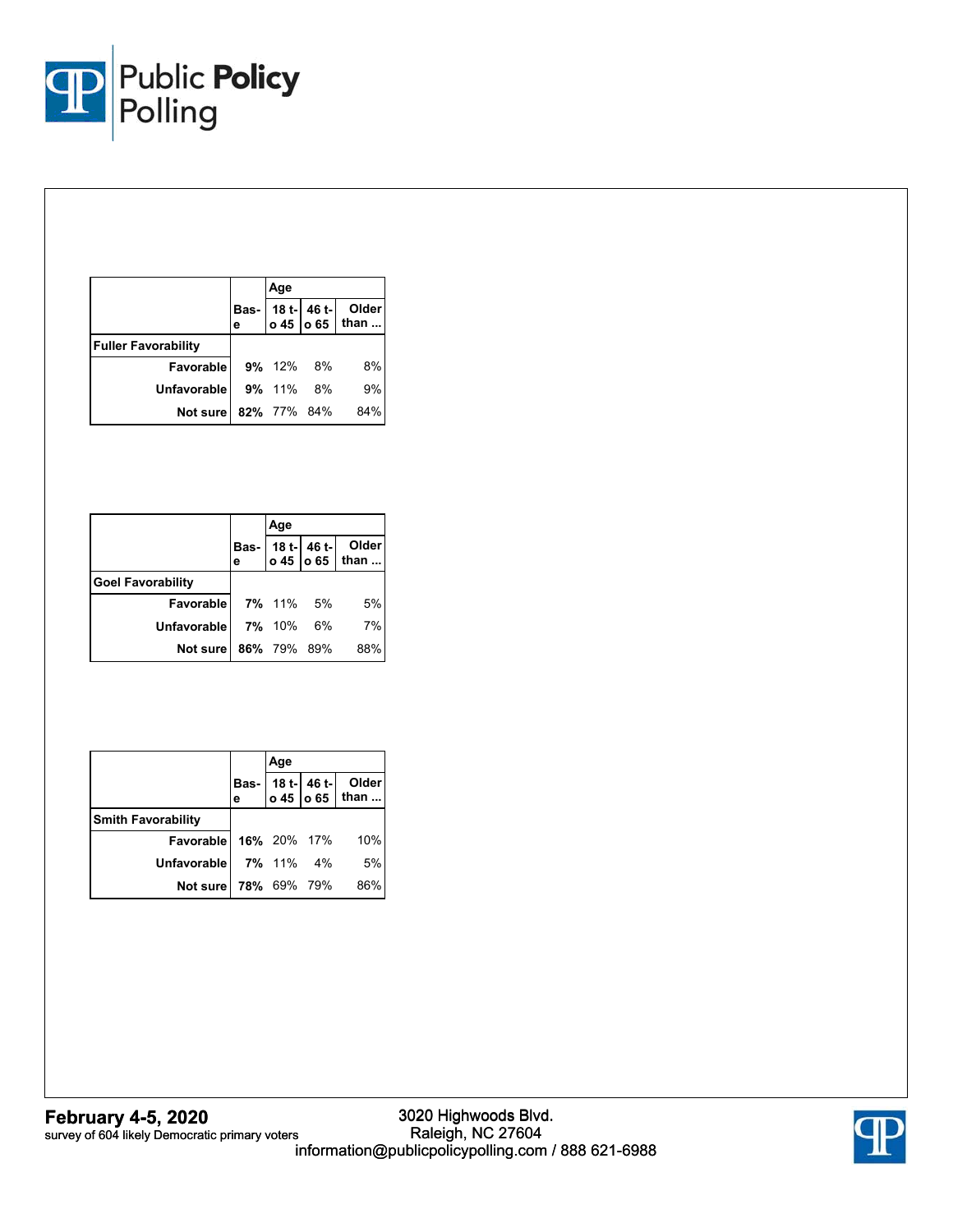| | Base | Age | | |
|---|---|---|---|---|
| | | 18 to 45 | 46 to 65 | Older than ... |
| **Fuller Favorability** | | | | |
| Favorable | **9%** | 12% | 8% | 8% |
| Unfavorable | **9%** | 11% | 8% | 9% |
| Not sure | **82%** | 77% | 84% | 84% |

| | Base | Age | | |
|---|---|---|---|---|
| | | 18 to 45 | 46 to 65 | Older than ... |
| **Goel Favorability** | | | | |
| Favorable | **7%** | 11% | 5% | 5% |
| Unfavorable | **7%** | 10% | 6% | 7% |
| Not sure | **86%** | 79% | 89% | 88% |

| | Base | Age | | |
|---|---|---|---|---|
| | | 18 to 45 | 46 to 65 | Older than ... |
| **Smith Favorability** | | | | |
| Favorable | **16%** | 20% | 17% | 10% |
| Unfavorable | **7%** | 11% | 4% | 5% |
| Not sure | **78%** | 69% | 79% | 86% |

**February 4-5, 2020**
survey of 604 likely Democratic primary voters

3020 Highwoods Blvd.
Raleigh, NC 27604
information@publicpolicypolling.com / 888 621-6988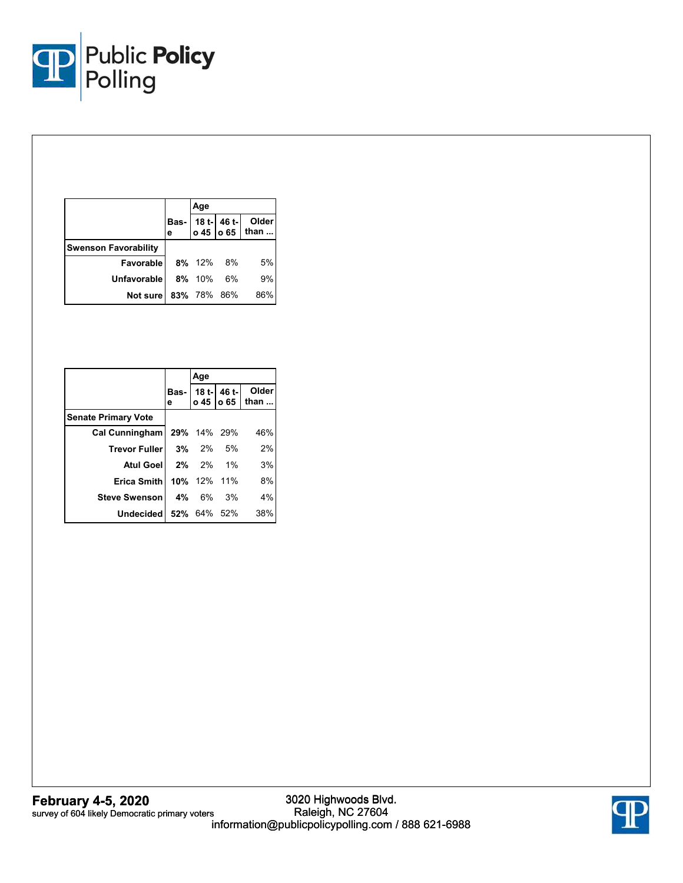|  | Base | Age |  |  |
|---|---|---|---|---|
|  |  | 18 to 45 | 46 to 65 | Older than ... |
| **Swenson Favorability** |  |  |  |  |
| Favorable | **8%** | 12% | 8% | 5% |
| Unfavorable | **8%** | 10% | 6% | 9% |
| Not sure | **83%** | 78% | 86% | 86% |

|  | Base | Age |  |  |
|---|---|---|---|---|
|  |  | 18 to 45 | 46 to 65 | Older than ... |
| **Senate Primary Vote** |  |  |  |  |
| Cal Cunningham | **29%** | 14% | 29% | 46% |
| Trevor Fuller | **3%** | 2% | 5% | 2% |
| Atul Goel | **2%** | 2% | 1% | 3% |
| Erica Smith | **10%** | 12% | 11% | 8% |
| Steve Swenson | **4%** | 6% | 3% | 4% |
| Undecided | **52%** | 64% | 52% | 38% |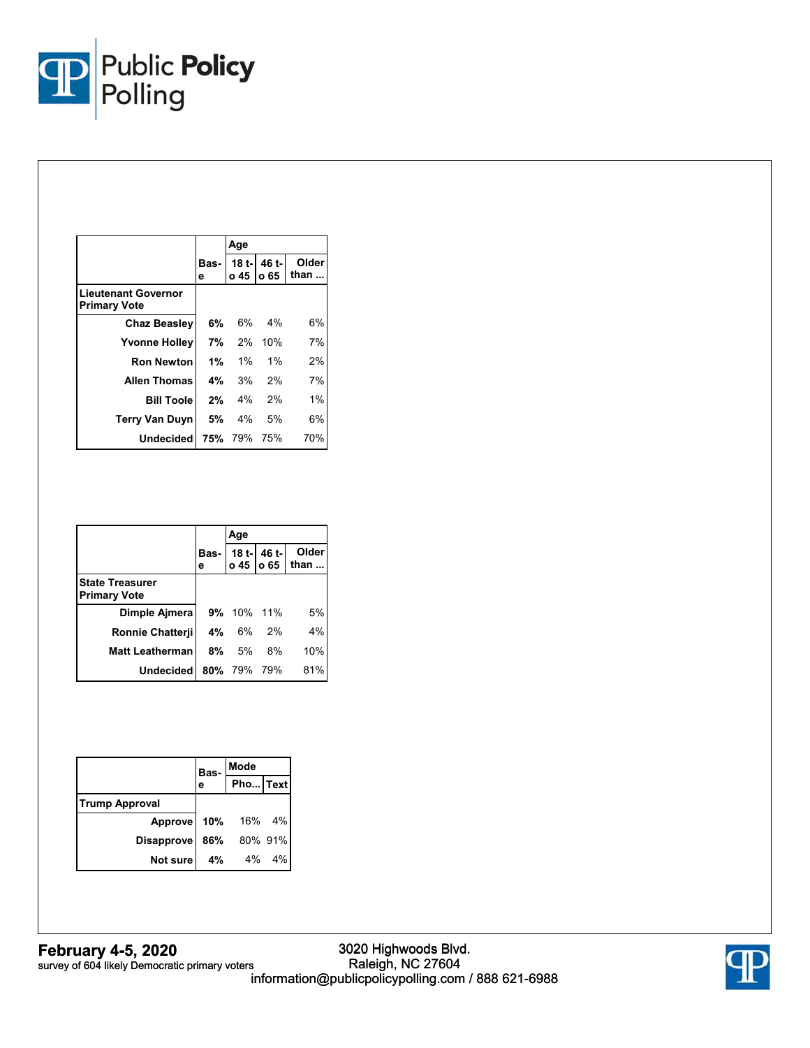| | Base | Age | | |
|---|---|---|---|---|
| | | 18 to 45 | 46 to 65 | Older than ... |
| **Lieutenant Governor Primary Vote** | | | | |
| Chaz Beasley | **6%** | 6% | 4% | 6% |
| Yvonne Holley | **7%** | 2% | 10% | 7% |
| Ron Newton | **1%** | 1% | 1% | 2% |
| Allen Thomas | **4%** | 3% | 2% | 7% |
| Bill Toole | **2%** | 4% | 2% | 1% |
| Terry Van Duyn | **5%** | 4% | 5% | 6% |
| Undecided | **75%** | 79% | 75% | 70% |

| | Base | Age | | |
|---|---|---|---|---|
| | | 18 to 45 | 46 to 65 | Older than ... |
| **State Treasurer Primary Vote** | | | | |
| Dimple Ajmera | **9%** | 10% | 11% | 5% |
| Ronnie Chatterji | **4%** | 6% | 2% | 4% |
| Matt Leatherman | **8%** | 5% | 8% | 10% |
| Undecided | **80%** | 79% | 79% | 81% |

| | Base | Mode | |
|---|---|---|---|
| | | Pho... | Text |
| **Trump Approval** | | | |
| Approve | **10%** | 16% | 4% |
| Disapprove | **86%** | 80% | 91% |
| Not sure | **4%** | 4% | 4% |

**February 4-5, 2020**
survey of 604 likely Democratic primary voters

3020 Highwoods Blvd.
Raleigh, NC 27604
information@publicpolicypolling.com / 888 621-6988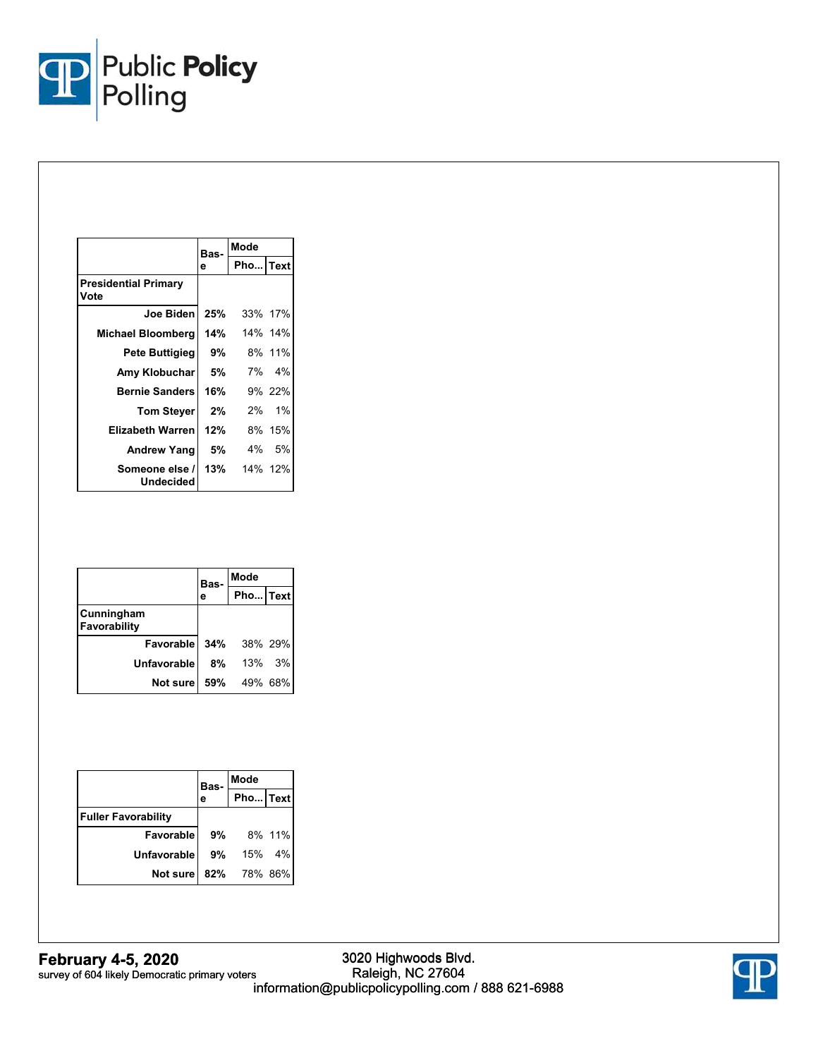| | Base | Mode | |
|---|---|---|---|
| | | Pho... | Text |
| **Presidential Primary Vote** | | | |
| Joe Biden | 25% | 33% | 17% |
| Michael Bloomberg | 14% | 14% | 14% |
| Pete Buttigieg | 9% | 8% | 11% |
| Amy Klobuchar | 5% | 7% | 4% |
| Bernie Sanders | 16% | 9% | 22% |
| Tom Steyer | 2% | 2% | 1% |
| Elizabeth Warren | 12% | 8% | 15% |
| Andrew Yang | 5% | 4% | 5% |
| Someone else / Undecided | 13% | 14% | 12% |

| | Base | Mode | |
|---|---|---|---|
| | | Pho... | Text |
| **Cunningham Favorability** | | | |
| Favorable | 34% | 38% | 29% |
| Unfavorable | 8% | 13% | 3% |
| Not sure | 59% | 49% | 68% |

| | Base | Mode | |
|---|---|---|---|
| | | Pho... | Text |
| **Fuller Favorability** | | | |
| Favorable | 9% | 8% | 11% |
| Unfavorable | 9% | 15% | 4% |
| Not sure | 82% | 78% | 86% |

**February 4-5, 2020**
survey of 604 likely Democratic primary voters

3020 Highwoods Blvd.
Raleigh, NC 27604
information@publicpolicypolling.com / 888 621-6988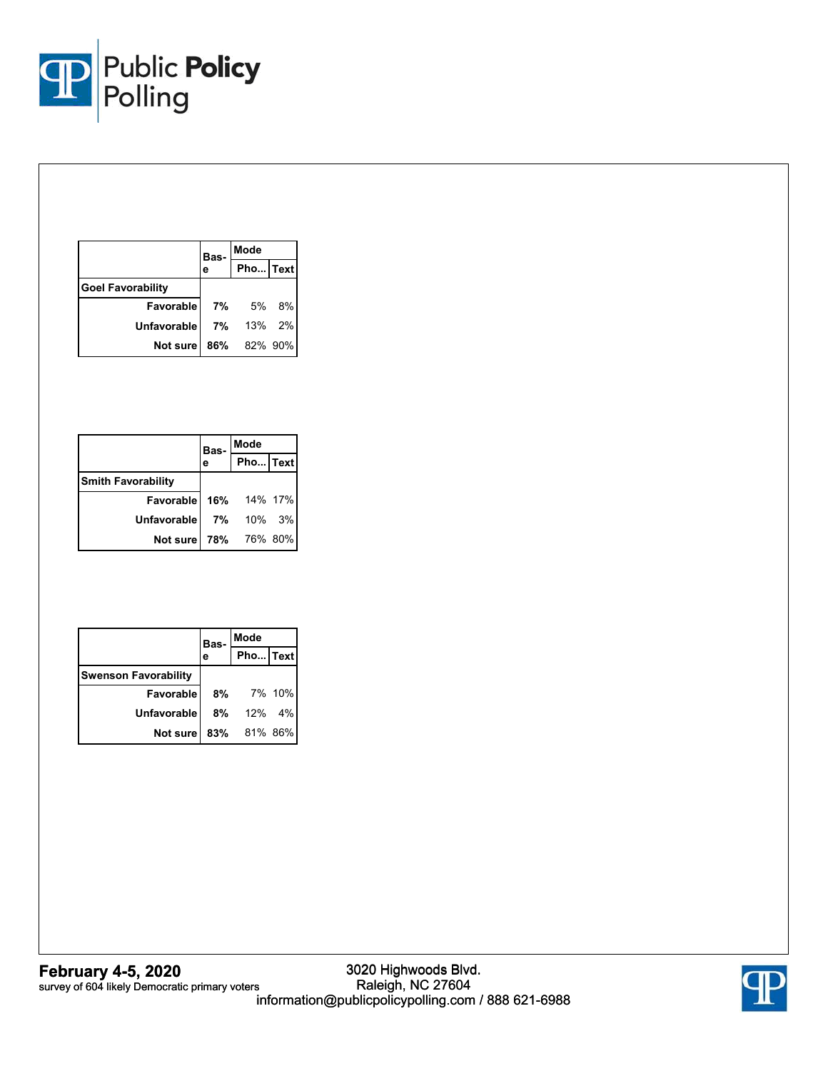| | Base | Mode | |
|---|---|---|---|
| | | Pho... | Text |
| **Goel Favorability** | | | |
| Favorable | **7%** | 5% | 8% |
| Unfavorable | **7%** | 13% | 2% |
| Not sure | **86%** | 82% | 90% |

| | Base | Mode | |
|---|---|---|---|
| | | Pho... | Text |
| **Smith Favorability** | | | |
| Favorable | **16%** | 14% | 17% |
| Unfavorable | **7%** | 10% | 3% |
| Not sure | **78%** | 76% | 80% |

| | Base | Mode | |
|---|---|---|---|
| | | Pho... | Text |
| **Swenson Favorability** | | | |
| Favorable | **8%** | 7% | 10% |
| Unfavorable | **8%** | 12% | 4% |
| Not sure | **83%** | 81% | 86% |

**February 4-5, 2020**
survey of 604 likely Democratic primary voters

3020 Highwoods Blvd.
Raleigh, NC 27604
information@publicpolicypolling.com / 888 621-6988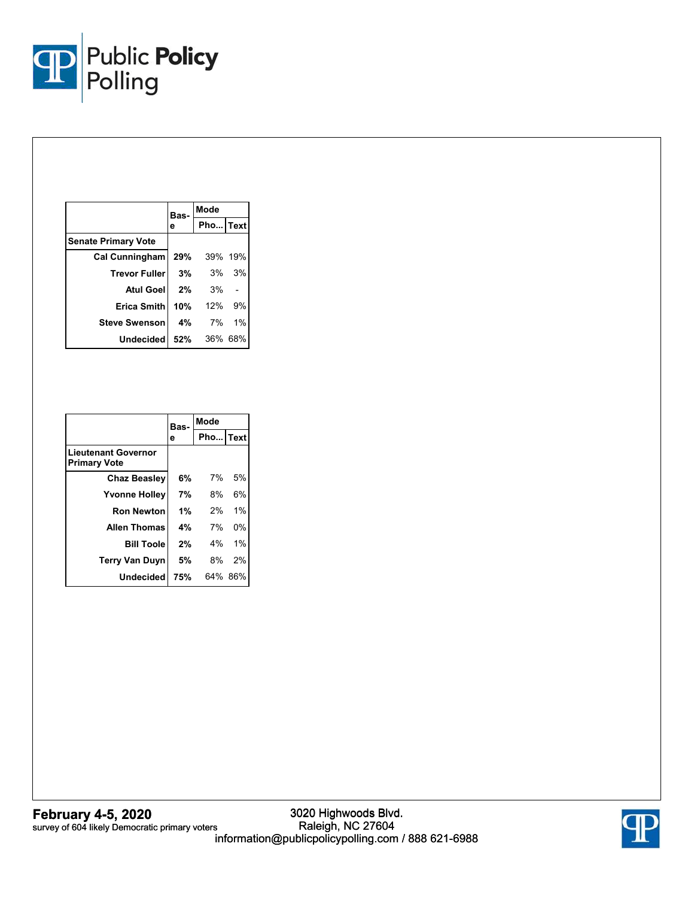| | Base | Mode | |
|---|---|---|---|
| | | Pho... | Text |
| **Senate Primary Vote** | | | |
| Cal Cunningham | 29% | 39% | 19% |
| Trevor Fuller | 3% | 3% | 3% |
| Atul Goel | 2% | 3% | - |
| Erica Smith | 10% | 12% | 9% |
| Steve Swenson | 4% | 7% | 1% |
| Undecided | 52% | 36% | 68% |

| | Base | Mode | |
|---|---|---|---|
| | | Pho... | Text |
| **Lieutenant Governor Primary Vote** | | | |
| Chaz Beasley | 6% | 7% | 5% |
| Yvonne Holley | 7% | 8% | 6% |
| Ron Newton | 1% | 2% | 1% |
| Allen Thomas | 4% | 7% | 0% |
| Bill Toole | 2% | 4% | 1% |
| Terry Van Duyn | 5% | 8% | 2% |
| Undecided | 75% | 64% | 86% |

**February 4-5, 2020**
survey of 604 likely Democratic primary voters

3020 Highwoods Blvd.
Raleigh, NC 27604
information@publicpolicypolling.com / 888 621-6988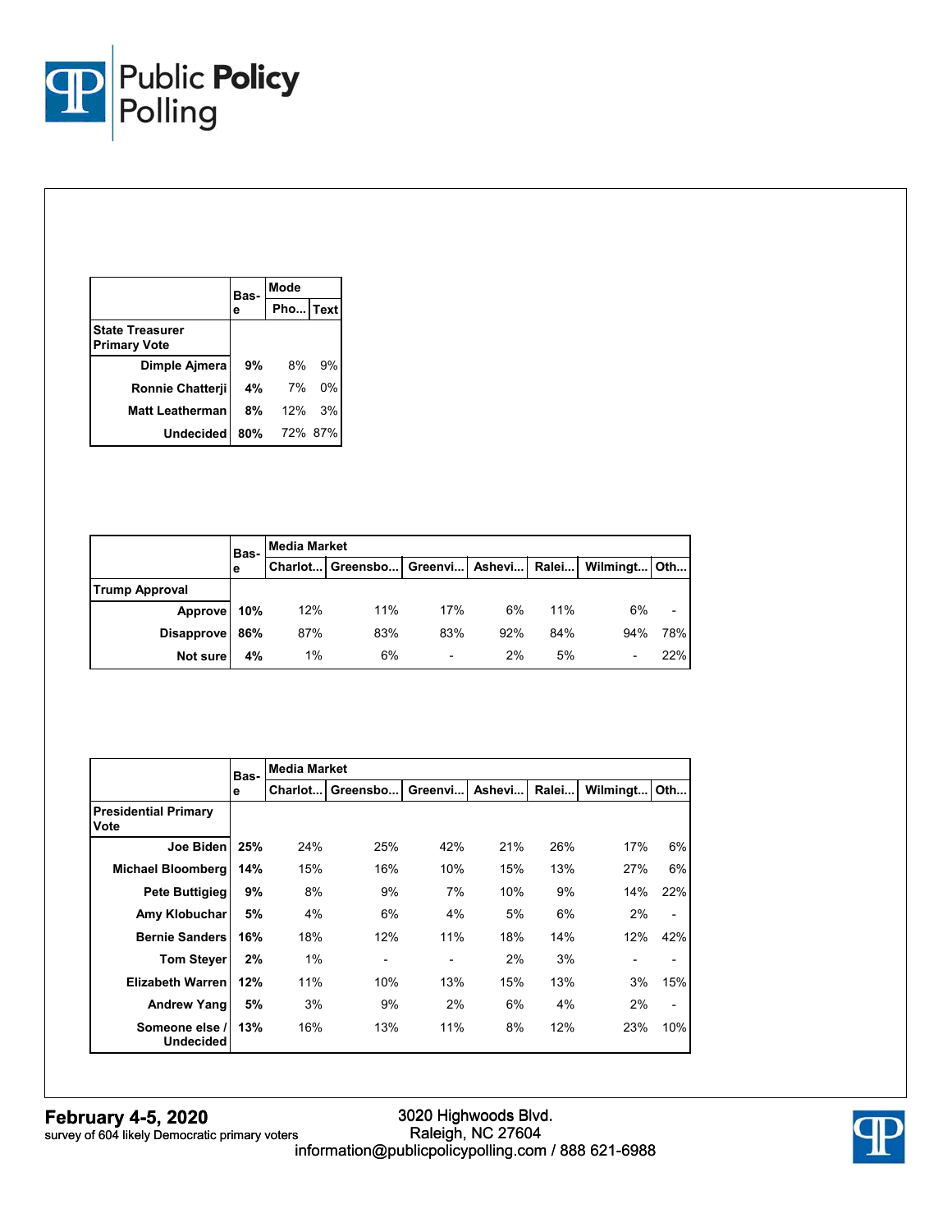| | Base | Mode | |
|---|---|---|---|
| | | Pho... | Text |
| **State Treasurer Primary Vote** | | | |
| **Dimple Ajmera** | **9%** | 8% | 9% |
| **Ronnie Chatterji** | **4%** | 7% | 0% |
| **Matt Leatherman** | **8%** | 12% | 3% |
| **Undecided** | **80%** | 72% | 87% |

| | Base | Media Market | | | | | | |
|---|---|---|---|---|---|---|---|---|
| | | Charlot... | Greensbo... | Greenvi... | Ashevi... | Ralei... | Wilmingt... | Oth... |
| **Trump Approval** | | | | | | | | |
| **Approve** | **10%** | 12% | 11% | 17% | 6% | 11% | 6% | - |
| **Disapprove** | **86%** | 87% | 83% | 83% | 92% | 84% | 94% | 78% |
| **Not sure** | **4%** | 1% | 6% | - | 2% | 5% | - | 22% |

| | Base | Media Market | | | | | | |
|---|---|---|---|---|---|---|---|---|
| | | Charlot... | Greensbo... | Greenvi... | Ashevi... | Ralei... | Wilmingt... | Oth... |
| **Presidential Primary Vote** | | | | | | | | |
| **Joe Biden** | **25%** | 24% | 25% | 42% | 21% | 26% | 17% | 6% |
| **Michael Bloomberg** | **14%** | 15% | 16% | 10% | 15% | 13% | 27% | 6% |
| **Pete Buttigieg** | **9%** | 8% | 9% | 7% | 10% | 9% | 14% | 22% |
| **Amy Klobuchar** | **5%** | 4% | 6% | 4% | 5% | 6% | 2% | - |
| **Bernie Sanders** | **16%** | 18% | 12% | 11% | 18% | 14% | 12% | 42% |
| **Tom Steyer** | **2%** | 1% | - | - | 2% | 3% | - | - |
| **Elizabeth Warren** | **12%** | 11% | 10% | 13% | 15% | 13% | 3% | 15% |
| **Andrew Yang** | **5%** | 3% | 9% | 2% | 6% | 4% | 2% | - |
| **Someone else / Undecided** | **13%** | 16% | 13% | 11% | 8% | 12% | 23% | 10% |

**February 4-5, 2020**
survey of 604 likely Democratic primary voters

3020 Highwoods Blvd.
Raleigh, NC 27604
information@publicpolicypolling.com / 888 621-6988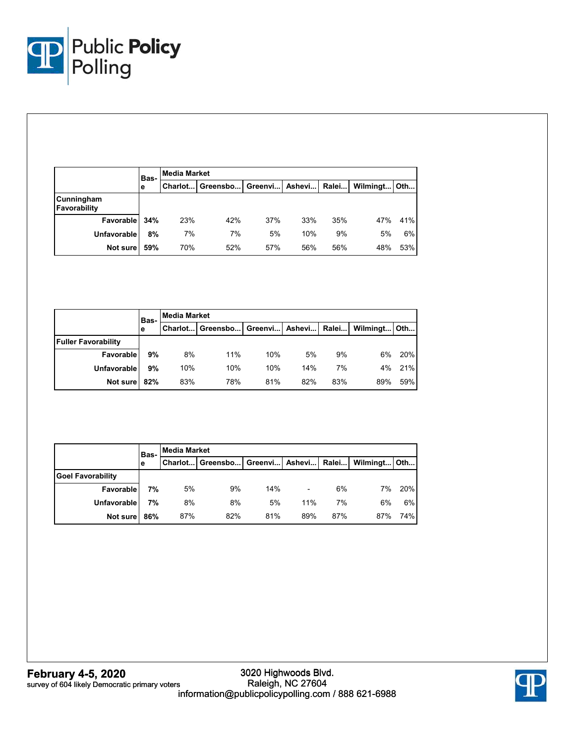| | Base | Media Market | | | | | | |
|---|---|---|---|---|---|---|---|---|
| | | Charlot... | Greensbo... | Greenvi... | Ashevi... | Ralei... | Wilmingt... | Oth... |
| **Cunningham Favorability** | | | | | | | | |
| Favorable | 34% | 23% | 42% | 37% | 33% | 35% | 47% | 41% |
| Unfavorable | 8% | 7% | 7% | 5% | 10% | 9% | 5% | 6% |
| Not sure | 59% | 70% | 52% | 57% | 56% | 56% | 48% | 53% |

| | Base | Media Market | | | | | | |
|---|---|---|---|---|---|---|---|---|
| | | Charlot... | Greensbo... | Greenvi... | Ashevi... | Ralei... | Wilmingt... | Oth... |
| **Fuller Favorability** | | | | | | | | |
| Favorable | 9% | 8% | 11% | 10% | 5% | 9% | 6% | 20% |
| Unfavorable | 9% | 10% | 10% | 10% | 14% | 7% | 4% | 21% |
| Not sure | 82% | 83% | 78% | 81% | 82% | 83% | 89% | 59% |

| | Base | Media Market | | | | | | |
|---|---|---|---|---|---|---|---|---|
| | | Charlot... | Greensbo... | Greenvi... | Ashevi... | Ralei... | Wilmingt... | Oth... |
| **Goel Favorability** | | | | | | | | |
| Favorable | 7% | 5% | 9% | 14% | - | 6% | 7% | 20% |
| Unfavorable | 7% | 8% | 8% | 5% | 11% | 7% | 6% | 6% |
| Not sure | 86% | 87% | 82% | 81% | 89% | 87% | 87% | 74% |

**February 4-5, 2020**
survey of 604 likely Democratic primary voters

3020 Highwoods Blvd.
Raleigh, NC 27604
information@publicpolicypolling.com / 888 621-6988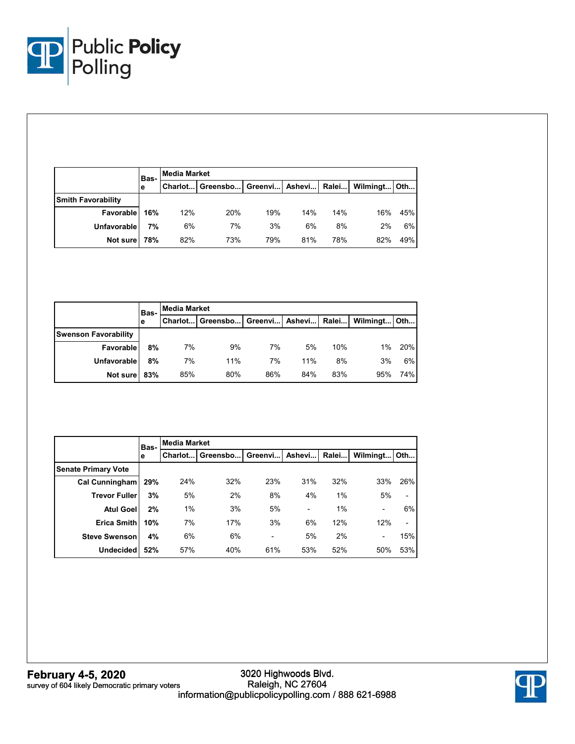| | Base | Media Market | | | | | | |
|---|---|---|---|---|---|---|---|---|
| | | Charlot... | Greensbo... | Greenvi... | Ashevi... | Ralei... | Wilmingt... | Oth... |
| **Smith Favorability** | | | | | | | | |
| Favorable | 16% | 12% | 20% | 19% | 14% | 14% | 16% | 45% |
| Unfavorable | 7% | 6% | 7% | 3% | 6% | 8% | 2% | 6% |
| Not sure | 78% | 82% | 73% | 79% | 81% | 78% | 82% | 49% |

| | Base | Media Market | | | | | | |
|---|---|---|---|---|---|---|---|---|
| | | Charlot... | Greensbo... | Greenvi... | Ashevi... | Ralei... | Wilmingt... | Oth... |
| **Swenson Favorability** | | | | | | | | |
| Favorable | 8% | 7% | 9% | 7% | 5% | 10% | 1% | 20% |
| Unfavorable | 8% | 7% | 11% | 7% | 11% | 8% | 3% | 6% |
| Not sure | 83% | 85% | 80% | 86% | 84% | 83% | 95% | 74% |

| | Base | Media Market | | | | | | |
|---|---|---|---|---|---|---|---|---|
| | | Charlot... | Greensbo... | Greenvi... | Ashevi... | Ralei... | Wilmingt... | Oth... |
| **Senate Primary Vote** | | | | | | | | |
| Cal Cunningham | 29% | 24% | 32% | 23% | 31% | 32% | 33% | 26% |
| Trevor Fuller | 3% | 5% | 2% | 8% | 4% | 1% | 5% | - |
| Atul Goel | 2% | 1% | 3% | 5% | - | 1% | - | 6% |
| Erica Smith | 10% | 7% | 17% | 3% | 6% | 12% | 12% | - |
| Steve Swenson | 4% | 6% | 6% | - | 5% | 2% | - | 15% |
| Undecided | 52% | 57% | 40% | 61% | 53% | 52% | 50% | 53% |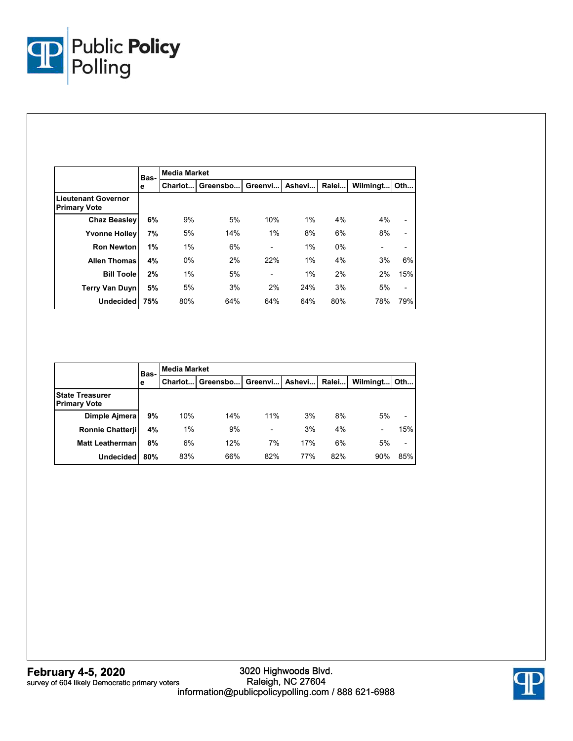| | Base | Media Market | | | | | | |
|---|---|---|---|---|---|---|---|---|
| | | Charlot... | Greensbo... | Greenvi... | Ashevi... | Ralei... | Wilmingt... | Oth... |
| **Lieutenant Governor Primary Vote** | | | | | | | | |
| Chaz Beasley | 6% | 9% | 5% | 10% | 1% | 4% | 4% | - |
| Yvonne Holley | 7% | 5% | 14% | 1% | 8% | 6% | 8% | - |
| Ron Newton | 1% | 1% | 6% | - | 1% | 0% | - | - |
| Allen Thomas | 4% | 0% | 2% | 22% | 1% | 4% | 3% | 6% |
| Bill Toole | 2% | 1% | 5% | - | 1% | 2% | 2% | 15% |
| Terry Van Duyn | 5% | 5% | 3% | 2% | 24% | 3% | 5% | - |
| Undecided | 75% | 80% | 64% | 64% | 64% | 80% | 78% | 79% |

| | Base | Media Market | | | | | | |
|---|---|---|---|---|---|---|---|---|
| | | Charlot... | Greensbo... | Greenvi... | Ashevi... | Ralei... | Wilmingt... | Oth... |
| **State Treasurer Primary Vote** | | | | | | | | |
| Dimple Ajmera | 9% | 10% | 14% | 11% | 3% | 8% | 5% | - |
| Ronnie Chatterji | 4% | 1% | 9% | - | 3% | 4% | - | 15% |
| Matt Leatherman | 8% | 6% | 12% | 7% | 17% | 6% | 5% | - |
| Undecided | 80% | 83% | 66% | 82% | 77% | 82% | 90% | 85% |